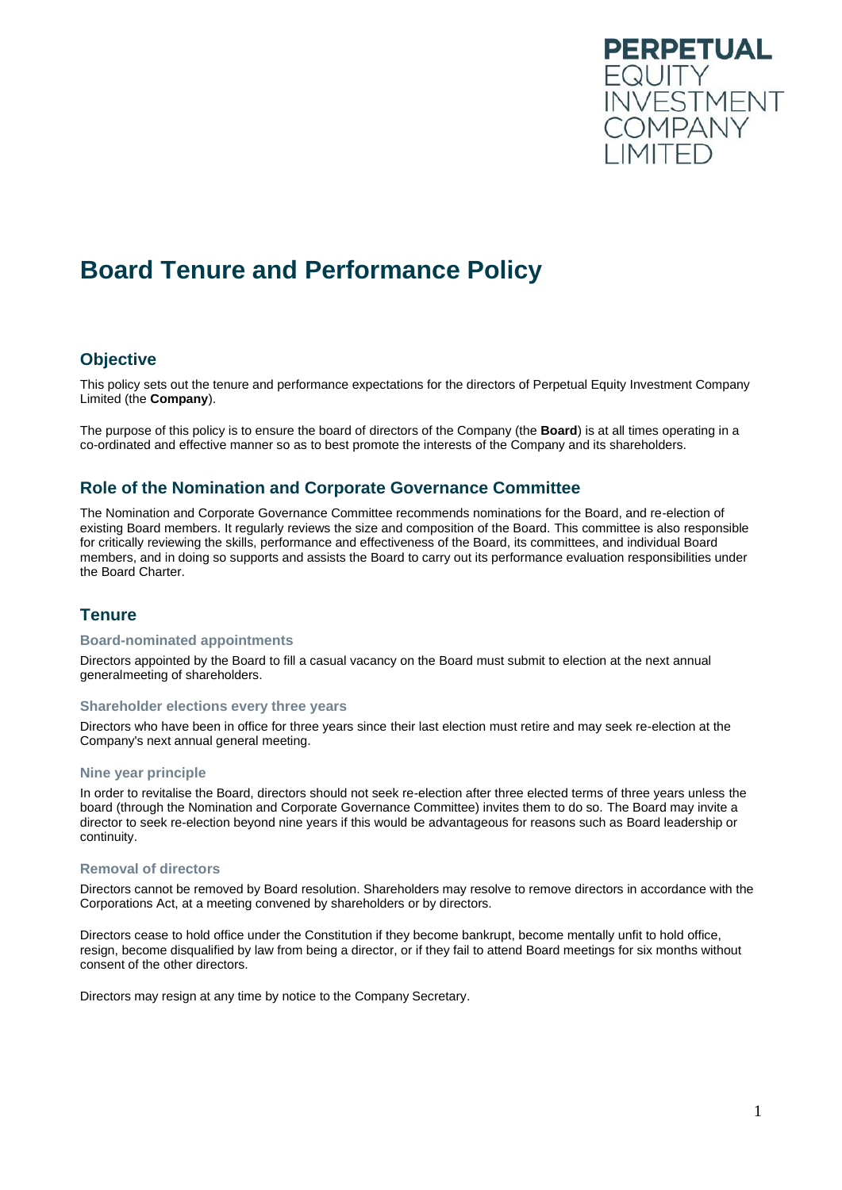PERPETUAL EQUITY INVESTMENT COMPANY LIMITED

# Board Tenure and Performance Policy

## Objective

This policy sets out the tenure and performance expectations for the directors of Perpetual Equity Investment Company Limited (the **Company**).

The purpose of this policy is to ensure the board of directors of the Company (the **Board**) is at all times operating in a co-ordinated and effective manner so as to best promote the interests of the Company and its shareholders.

## Role of the Nomination and Corporate Governance Committee

The Nomination and Corporate Governance Committee recommends nominations for the Board, and re-election of existing Board members. It regularly reviews the size and composition of the Board. This committee is also responsible for critically reviewing the skills, performance and effectiveness of the Board, its committees, and individual Board members, and in doing so supports and assists the Board to carry out its performance evaluation responsibilities under the Board Charter.

## Tenure

### Board-nominated appointments

Directors appointed by the Board to fill a casual vacancy on the Board must submit to election at the next annual generalmeeting of shareholders.

### Shareholder elections every three years

Directors who have been in office for three years since their last election must retire and may seek re-election at the Company's next annual general meeting.

### Nine year principle

In order to revitalise the Board, directors should not seek re-election after three elected terms of three years unless the board (through the Nomination and Corporate Governance Committee) invites them to do so. The Board may invite a director to seek re-election beyond nine years if this would be advantageous for reasons such as Board leadership or continuity.

### Removal of directors

Directors cannot be removed by Board resolution. Shareholders may resolve to remove directors in accordance with the Corporations Act, at a meeting convened by shareholders or by directors.

Directors cease to hold office under the Constitution if they become bankrupt, become mentally unfit to hold office, resign, become disqualified by law from being a director, or if they fail to attend Board meetings for six months without consent of the other directors.

Directors may resign at any time by notice to the Company Secretary.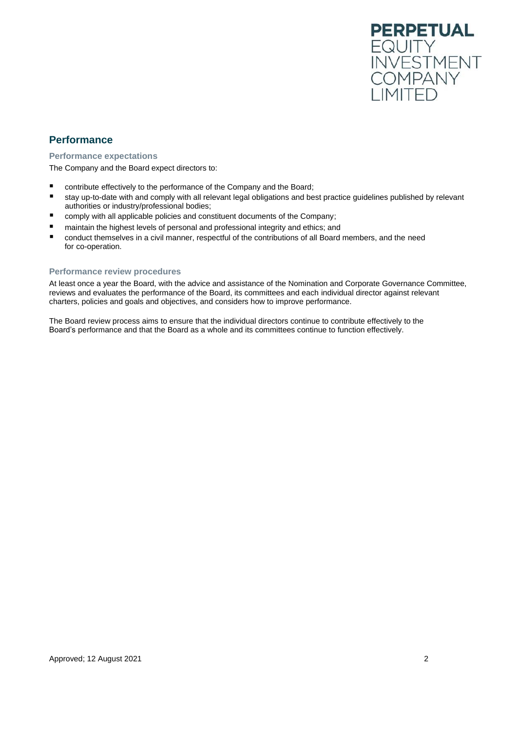## Performance

### Performance expectations

The Company and the Board expect directors to:

- contribute effectively to the performance of the Company and the Board;
- stay up-to-date with and comply with all relevant legal obligations and best practice guidelines published by relevant authorities or industry/professional bodies;
- comply with all applicable policies and constituent documents of the Company;
- maintain the highest levels of personal and professional integrity and ethics; and
- conduct themselves in a civil manner, respectful of the contributions of all Board members, and the need for co-operation.

### Performance review procedures

At least once a year the Board, with the advice and assistance of the Nomination and Corporate Governance Committee, reviews and evaluates the performance of the Board, its committees and each individual director against relevant charters, policies and goals and objectives, and considers how to improve performance.

The Board review process aims to ensure that the individual directors continue to contribute effectively to the Board's performance and that the Board as a whole and its committees continue to function effectively.

Approved; 12 August 2021